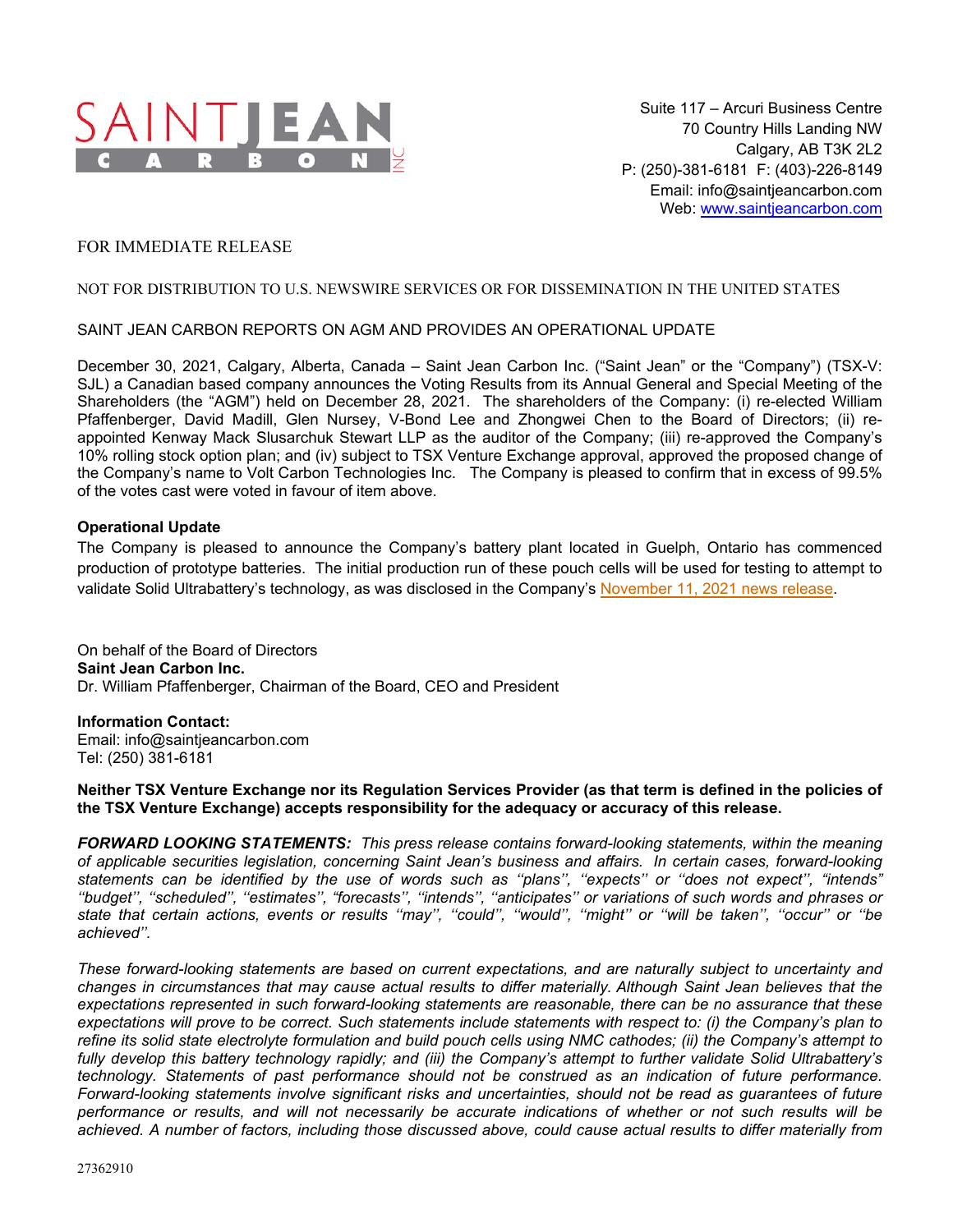SAINT JEAN CARBON INC

Suite 117 – Arcuri Business Centre
70 Country Hills Landing NW
Calgary, AB T3K 2L2
P: (250)-381-6181 F: (403)-226-8149
Email: info@saintjeancarbon.com
Web: www.saintjeancarbon.com

FOR IMMEDIATE RELEASE

NOT FOR DISTRIBUTION TO U.S. NEWSWIRE SERVICES OR FOR DISSEMINATION IN THE UNITED STATES

# SAINT JEAN CARBON REPORTS ON AGM AND PROVIDES AN OPERATIONAL UPDATE

December 30, 2021, Calgary, Alberta, Canada – Saint Jean Carbon Inc. ("Saint Jean" or the "Company") (TSX-V: SJL) a Canadian based company announces the Voting Results from its Annual General and Special Meeting of the Shareholders (the "AGM") held on December 28, 2021. The shareholders of the Company: (i) re-elected William Pfaffenberger, David Madill, Glen Nursey, V-Bond Lee and Zhongwei Chen to the Board of Directors; (ii) re-appointed Kenway Mack Slusarchuk Stewart LLP as the auditor of the Company; (iii) re-approved the Company's 10% rolling stock option plan; and (iv) subject to TSX Venture Exchange approval, approved the proposed change of the Company's name to Volt Carbon Technologies Inc. The Company is pleased to confirm that in excess of 99.5% of the votes cast were voted in favour of item above.

**Operational Update**

The Company is pleased to announce the Company's battery plant located in Guelph, Ontario has commenced production of prototype batteries. The initial production run of these pouch cells will be used for testing to attempt to validate Solid Ultrabattery's technology, as was disclosed in the Company's November 11, 2021 news release.

On behalf of the Board of Directors
**Saint Jean Carbon Inc.**
Dr. William Pfaffenberger, Chairman of the Board, CEO and President

**Information Contact:**
Email: info@saintjeancarbon.com
Tel: (250) 381-6181

**Neither TSX Venture Exchange nor its Regulation Services Provider (as that term is defined in the policies of the TSX Venture Exchange) accepts responsibility for the adequacy or accuracy of this release.**

***FORWARD LOOKING STATEMENTS:*** *This press release contains forward-looking statements, within the meaning of applicable securities legislation, concerning Saint Jean's business and affairs. In certain cases, forward-looking statements can be identified by the use of words such as ''plans'', ''expects'' or ''does not expect'', "intends" ''budget'', ''scheduled'', ''estimates'', "forecasts", ''intends'', ''anticipates'' or variations of such words and phrases or state that certain actions, events or results ''may'', ''could'', ''would'', ''might'' or ''will be taken'', ''occur'' or ''be achieved''.*

*These forward-looking statements are based on current expectations, and are naturally subject to uncertainty and changes in circumstances that may cause actual results to differ materially. Although Saint Jean believes that the expectations represented in such forward-looking statements are reasonable, there can be no assurance that these expectations will prove to be correct. Such statements include statements with respect to: (i) the Company's plan to refine its solid state electrolyte formulation and build pouch cells using NMC cathodes; (ii) the Company's attempt to fully develop this battery technology rapidly; and (iii) the Company's attempt to further validate Solid Ultrabattery's technology. Statements of past performance should not be construed as an indication of future performance. Forward-looking statements involve significant risks and uncertainties, should not be read as guarantees of future performance or results, and will not necessarily be accurate indications of whether or not such results will be achieved. A number of factors, including those discussed above, could cause actual results to differ materially from*

27362910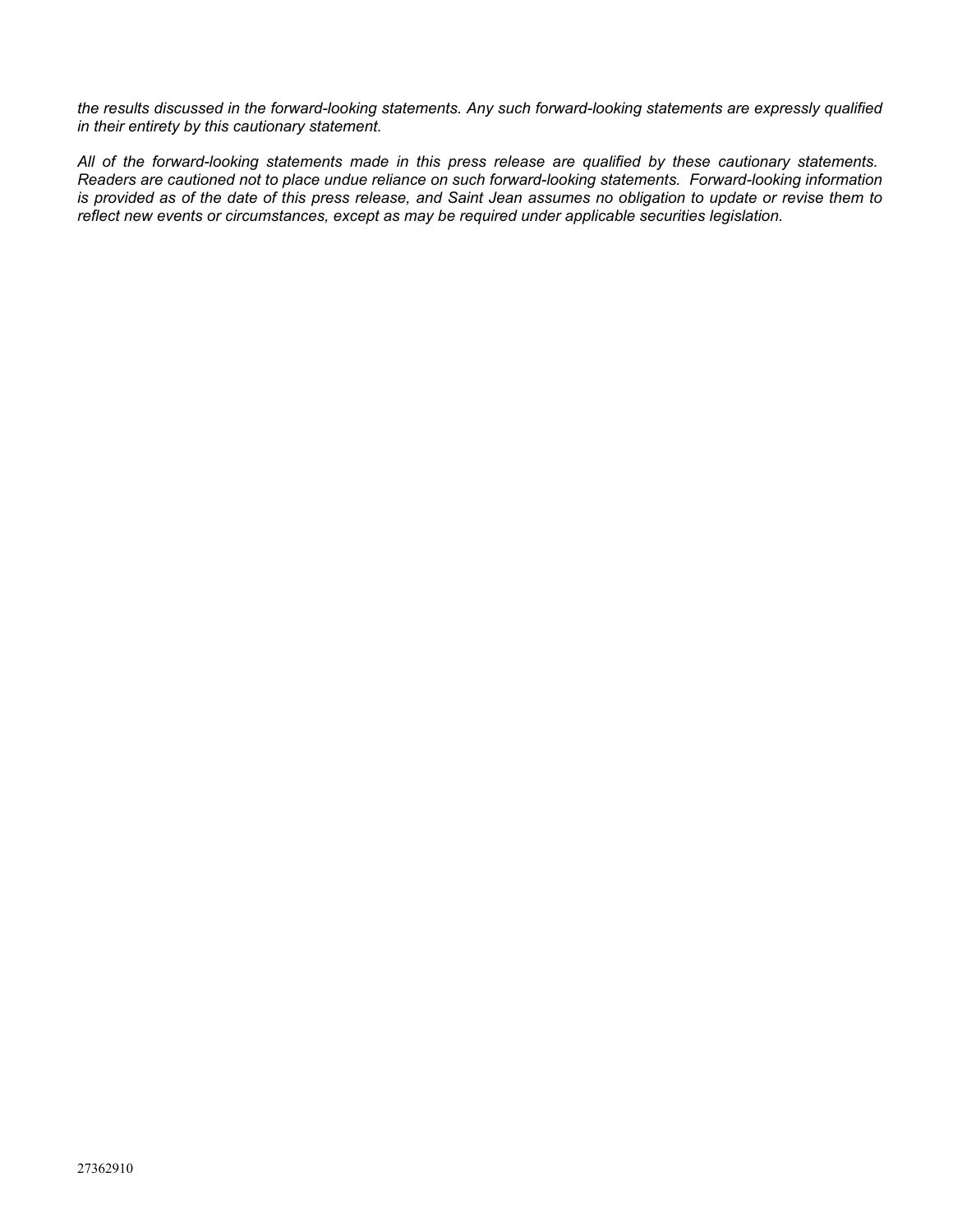*the results discussed in the forward-looking statements. Any such forward-looking statements are expressly qualified in their entirety by this cautionary statement.*

*All of the forward-looking statements made in this press release are qualified by these cautionary statements. Readers are cautioned not to place undue reliance on such forward-looking statements. Forward-looking information is provided as of the date of this press release, and Saint Jean assumes no obligation to update or revise them to reflect new events or circumstances, except as may be required under applicable securities legislation.*

27362910